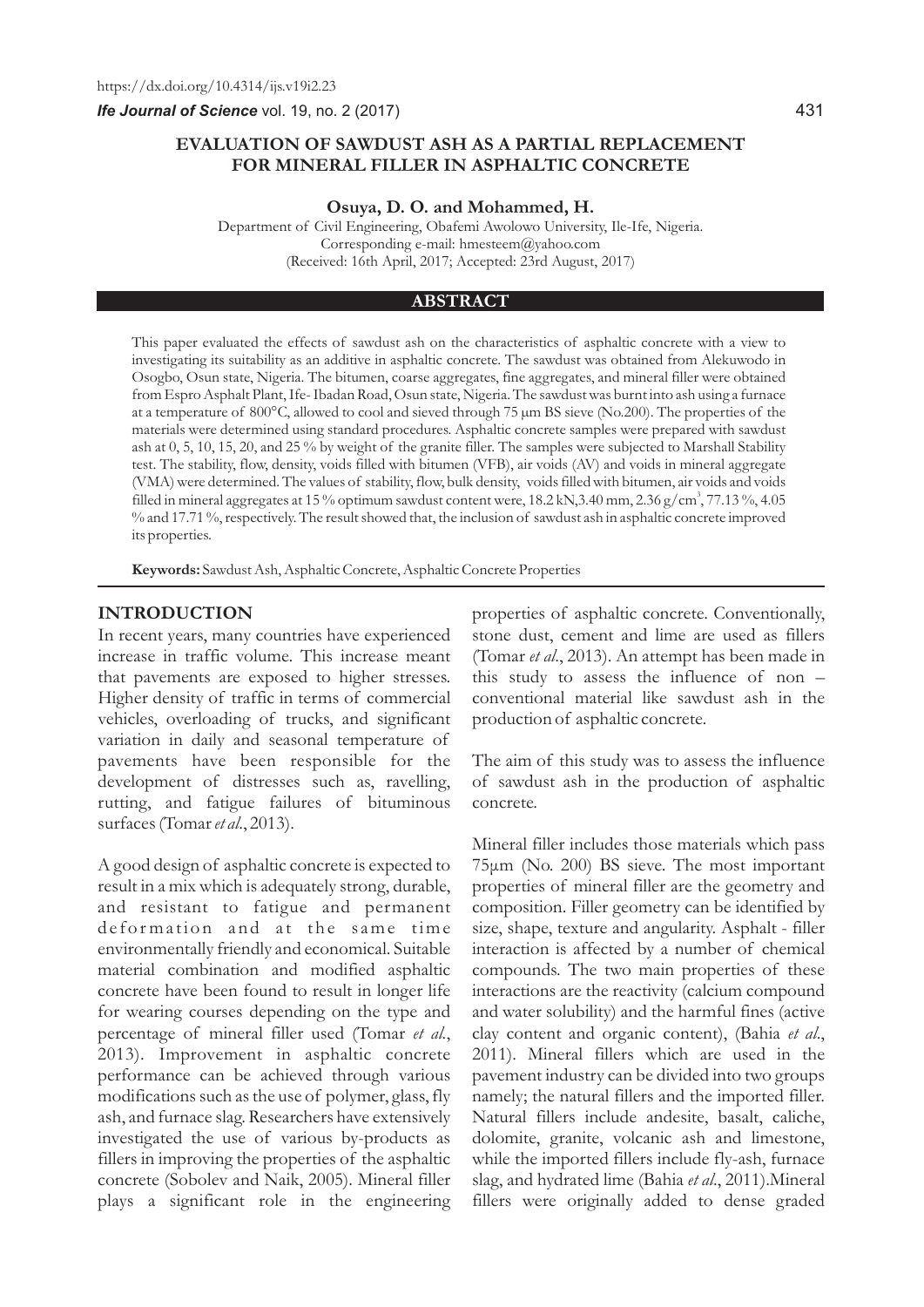https://dx.doi.org/10.4314/ijs.v19i2.23

# EVALUATION OF SAWDUST ASH AS A PARTIAL REPLACEMENT FOR MINERAL FILLER IN ASPHALTIC CONCRETE

**Osuya, D. O. and Mohammed, H.**

Department of Civil Engineering, Obafemi Awolowo University, Ile-Ife, Nigeria.
Corresponding e-mail: hmesteem@yahoo.com
(Received: 16th April, 2017; Accepted: 23rd August, 2017)

## ABSTRACT

This paper evaluated the effects of sawdust ash on the characteristics of asphaltic concrete with a view to investigating its suitability as an additive in asphaltic concrete. The sawdust was obtained from Alekuwodo in Osogbo, Osun state, Nigeria. The bitumen, coarse aggregates, fine aggregates, and mineral filler were obtained from Espro Asphalt Plant, Ife- Ibadan Road, Osun state, Nigeria. The sawdust was burnt into ash using a furnace at a temperature of 800°C, allowed to cool and sieved through 75 µm BS sieve (No.200). The properties of the materials were determined using standard procedures. Asphaltic concrete samples were prepared with sawdust ash at 0, 5, 10, 15, 20, and 25 % by weight of the granite filler. The samples were subjected to Marshall Stability test. The stability, flow, density, voids filled with bitumen (VFB), air voids (AV) and voids in mineral aggregate (VMA) were determined. The values of stability, flow, bulk density, voids filled with bitumen, air voids and voids filled in mineral aggregates at 15 % optimum sawdust content were, 18.2 kN,3.40 mm, 2.36 g/cm$^3$, 77.13 %, 4.05 % and 17.71 %, respectively. The result showed that, the inclusion of sawdust ash in asphaltic concrete improved its properties.

**Keywords:** Sawdust Ash, Asphaltic Concrete, Asphaltic Concrete Properties

## INTRODUCTION

In recent years, many countries have experienced increase in traffic volume. This increase meant that pavements are exposed to higher stresses. Higher density of traffic in terms of commercial vehicles, overloading of trucks, and significant variation in daily and seasonal temperature of pavements have been responsible for the development of distresses such as, ravelling, rutting, and fatigue failures of bituminous surfaces (Tomar *et al.*, 2013).

A good design of asphaltic concrete is expected to result in a mix which is adequately strong, durable, and resistant to fatigue and permanent deformation and at the same time environmentally friendly and economical. Suitable material combination and modified asphaltic concrete have been found to result in longer life for wearing courses depending on the type and percentage of mineral filler used (Tomar *et al.*, 2013). Improvement in asphaltic concrete performance can be achieved through various modifications such as the use of polymer, glass, fly ash, and furnace slag. Researchers have extensively investigated the use of various by-products as fillers in improving the properties of the asphaltic concrete (Sobolev and Naik, 2005). Mineral filler plays a significant role in the engineering properties of asphaltic concrete. Conventionally, stone dust, cement and lime are used as fillers (Tomar *et al.*, 2013). An attempt has been made in this study to assess the influence of non – conventional material like sawdust ash in the production of asphaltic concrete.

The aim of this study was to assess the influence of sawdust ash in the production of asphaltic concrete.

Mineral filler includes those materials which pass 75µm (No. 200) BS sieve. The most important properties of mineral filler are the geometry and composition. Filler geometry can be identified by size, shape, texture and angularity. Asphalt - filler interaction is affected by a number of chemical compounds. The two main properties of these interactions are the reactivity (calcium compound and water solubility) and the harmful fines (active clay content and organic content), (Bahia *et al.*, 2011). Mineral fillers which are used in the pavement industry can be divided into two groups namely; the natural fillers and the imported filler. Natural fillers include andesite, basalt, caliche, dolomite, granite, volcanic ash and limestone, while the imported fillers include fly-ash, furnace slag, and hydrated lime (Bahia *et al.*, 2011).Mineral fillers were originally added to dense graded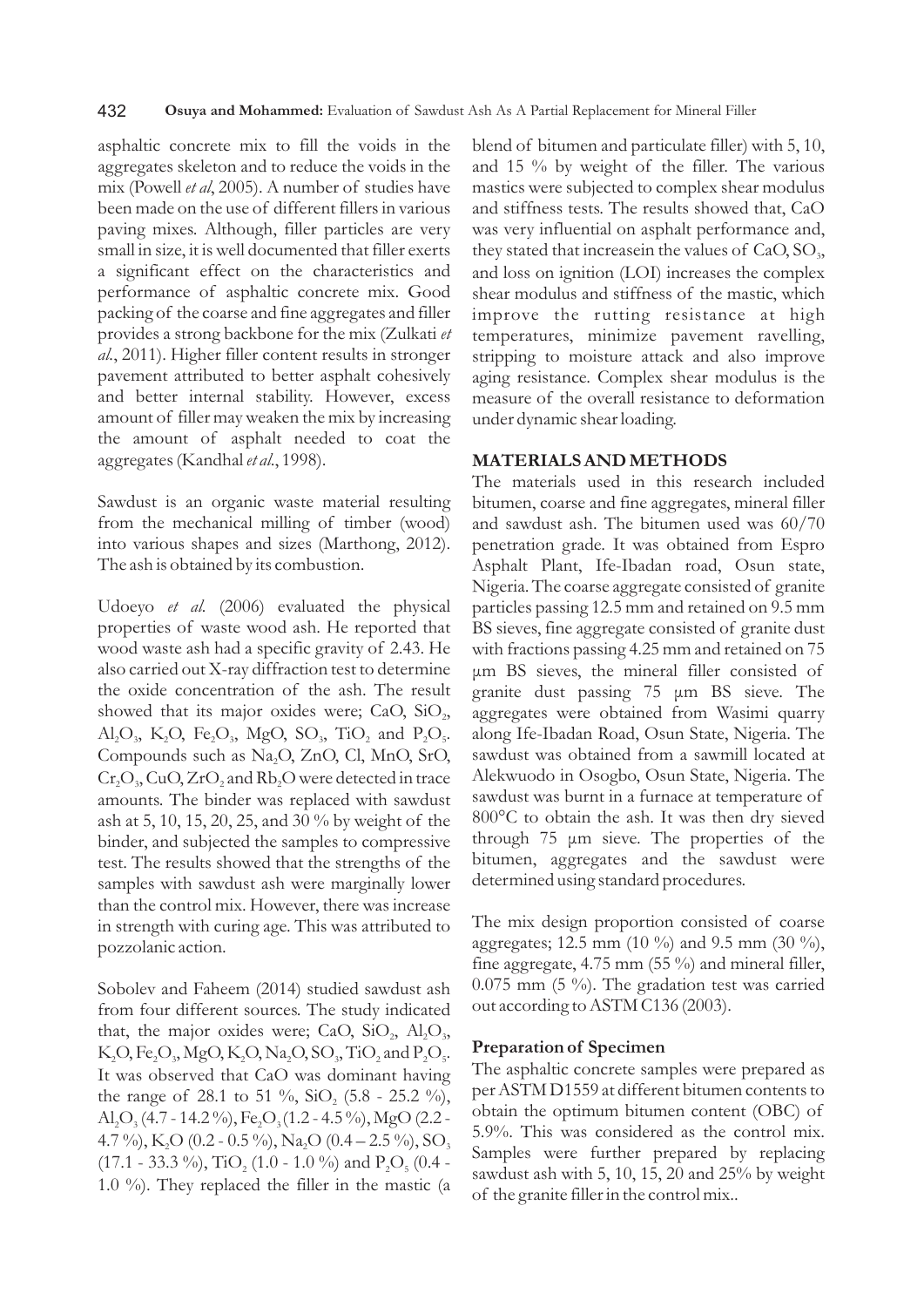asphaltic concrete mix to fill the voids in the aggregates skeleton and to reduce the voids in the mix (Powell *et al*, 2005). A number of studies have been made on the use of different fillers in various paving mixes. Although, filler particles are very small in size, it is well documented that filler exerts a significant effect on the characteristics and performance of asphaltic concrete mix. Good packing of the coarse and fine aggregates and filler provides a strong backbone for the mix (Zulkati *et al.*, 2011). Higher filler content results in stronger pavement attributed to better asphalt cohesively and better internal stability. However, excess amount of filler may weaken the mix by increasing the amount of asphalt needed to coat the aggregates (Kandhal *et al.*, 1998).

Sawdust is an organic waste material resulting from the mechanical milling of timber (wood) into various shapes and sizes (Marthong, 2012). The ash is obtained by its combustion.

Udoeyo *et al.* (2006) evaluated the physical properties of waste wood ash. He reported that wood waste ash had a specific gravity of 2.43. He also carried out X-ray diffraction test to determine the oxide concentration of the ash. The result showed that its major oxides were; $CaO$, $SiO_2$, $Al_2O_3$, $K_2O$, $Fe_2O_3$, $MgO$, $SO_3$, $TiO_2$ and $P_2O_5$. Compounds such as $Na_2O$, $ZnO$, $Cl$, $MnO$, $SrO$, $Cr_2O_3$, $CuO$, $ZrO_2$ and $Rb_2O$ were detected in trace amounts. The binder was replaced with sawdust ash at 5, 10, 15, 20, 25, and 30 % by weight of the binder, and subjected the samples to compressive test. The results showed that the strengths of the samples with sawdust ash were marginally lower than the control mix. However, there was increase in strength with curing age. This was attributed to pozzolanic action.

Sobolev and Faheem (2014) studied sawdust ash from four different sources. The study indicated that, the major oxides were; $CaO$, $SiO_2$, $Al_2O_3$, $K_2O$, $Fe_2O_3$, $MgO$, $K_2O$, $Na_2O$, $SO_3$, $TiO_2$ and $P_2O_5$. It was observed that $CaO$ was dominant having the range of 28.1 to 51 %, $SiO_2$ (5.8 - 25.2 %), $Al_2O_3$ (4.7 - 14.2 %), $Fe_2O_3$ (1.2 - 4.5 %), $MgO$ (2.2 - 4.7 %), $K_2O$ (0.2 - 0.5 %), $Na_2O$ (0.4 – 2.5 %), $SO_3$ (17.1 - 33.3 %), $TiO_2$ (1.0 - 1.0 %) and $P_2O_5$ (0.4 - 1.0 %). They replaced the filler in the mastic (a blend of bitumen and particulate filler) with 5, 10, and 15 % by weight of the filler. The various mastics were subjected to complex shear modulus and stiffness tests. The results showed that, $CaO$ was very influential on asphalt performance and, they stated that increasein the values of $CaO$, $SO_3$, and loss on ignition (LOI) increases the complex shear modulus and stiffness of the mastic, which improve the rutting resistance at high temperatures, minimize pavement ravelling, stripping to moisture attack and also improve aging resistance. Complex shear modulus is the measure of the overall resistance to deformation under dynamic shear loading.

## MATERIALS AND METHODS

The materials used in this research included bitumen, coarse and fine aggregates, mineral filler and sawdust ash. The bitumen used was 60/70 penetration grade. It was obtained from Espro Asphalt Plant, Ife-Ibadan road, Osun state, Nigeria. The coarse aggregate consisted of granite particles passing 12.5 mm and retained on 9.5 mm BS sieves, fine aggregate consisted of granite dust with fractions passing 4.25 mm and retained on 75 µm BS sieves, the mineral filler consisted of granite dust passing 75 µm BS sieve. The aggregates were obtained from Wasimi quarry along Ife-Ibadan Road, Osun State, Nigeria. The sawdust was obtained from a sawmill located at Alekwuodo in Osogbo, Osun State, Nigeria. The sawdust was burnt in a furnace at temperature of 800°C to obtain the ash. It was then dry sieved through 75 µm sieve. The properties of the bitumen, aggregates and the sawdust were determined using standard procedures.

The mix design proportion consisted of coarse aggregates; 12.5 mm (10 %) and 9.5 mm (30 %), fine aggregate, 4.75 mm (55 %) and mineral filler, 0.075 mm (5 %). The gradation test was carried out according to ASTM C136 (2003).

### Preparation of Specimen

The asphaltic concrete samples were prepared as per ASTM D1559 at different bitumen contents to obtain the optimum bitumen content (OBC) of 5.9%. This was considered as the control mix. Samples were further prepared by replacing sawdust ash with 5, 10, 15, 20 and 25% by weight of the granite filler in the control mix..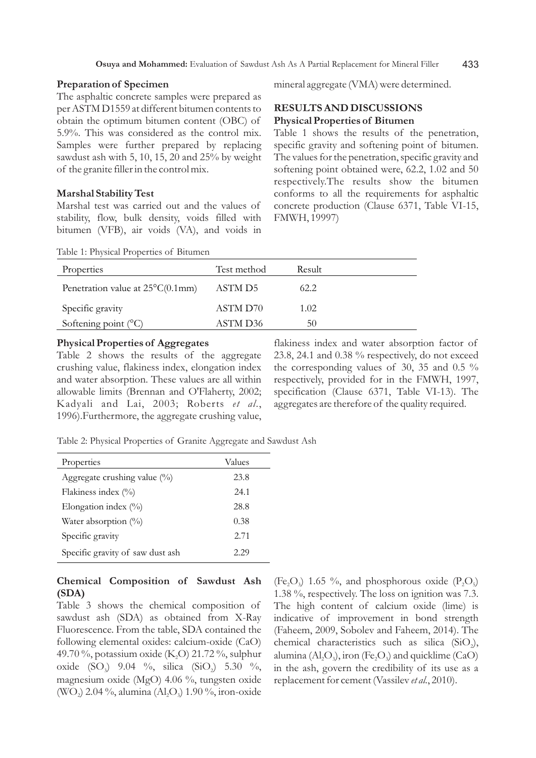### Preparation of Specimen

The asphaltic concrete samples were prepared as per ASTM D1559 at different bitumen contents to obtain the optimum bitumen content (OBC) of 5.9%. This was considered as the control mix. Samples were further prepared by replacing sawdust ash with 5, 10, 15, 20 and 25% by weight of the granite filler in the control mix.

### Marshal Stability Test

Marshal test was carried out and the values of stability, flow, bulk density, voids filled with bitumen (VFB), air voids (VA), and voids in mineral aggregate (VMA) were determined.

## RESULTS AND DISCUSSIONS

### Physical Properties of Bitumen

Table 1 shows the results of the penetration, specific gravity and softening point of bitumen. The values for the penetration, specific gravity and softening point obtained were, 62.2, 1.02 and 50 respectively.The results show the bitumen conforms to all the requirements for asphaltic concrete production (Clause 6371, Table VI-15, FMWH, 19997)

Table 1: Physical Properties of Bitumen

| Properties | Test method | Result |
|---|---|---|
| Penetration value at 25°C(0.1mm) | ASTM D5 | 62.2 |
| Specific gravity | ASTM D70 | 1.02 |
| Softening point (°C) | ASTM D36 | 50 |

### Physical Properties of Aggregates

Table 2 shows the results of the aggregate crushing value, flakiness index, elongation index and water absorption. These values are all within allowable limits (Brennan and O'Flaherty, 2002; Kadyali and Lai, 2003; Roberts *et al*., 1996).Furthermore, the aggregate crushing value, flakiness index and water absorption factor of 23.8, 24.1 and 0.38 % respectively, do not exceed the corresponding values of 30, 35 and 0.5 % respectively, provided for in the FMWH, 1997, specification (Clause 6371, Table VI-13). The aggregates are therefore of the quality required.

Table 2: Physical Properties of Granite Aggregate and Sawdust Ash

| Properties | Values |
|---|---|
| Aggregate crushing value (%) | 23.8 |
| Flakiness index (%) | 24.1 |
| Elongation index (%) | 28.8 |
| Water absorption (%) | 0.38 |
| Specific gravity | 2.71 |
| Specific gravity of saw dust ash | 2.29 |

### Chemical Composition of Sawdust Ash (SDA)

Table 3 shows the chemical composition of sawdust ash (SDA) as obtained from X-Ray Fluorescence. From the table, SDA contained the following elemental oxides: calcium-oxide (CaO) 49.70 %, potassium oxide ($K_2O$) 21.72 %, sulphur oxide ($SO_3$) 9.04 %, silica ($SiO_2$) 5.30 %, magnesium oxide (MgO) 4.06 %, tungsten oxide ($WO_2$) 2.04 %, alumina ($Al_2O_3$) 1.90 %, iron-oxide ($Fe_2O_3$) 1.65 %, and phosphorous oxide ($P_2O_5$) 1.38 %, respectively. The loss on ignition was 7.3. The high content of calcium oxide (lime) is indicative of improvement in bond strength (Faheem, 2009, Sobolev and Faheem, 2014). The chemical characteristics such as silica ($SiO_2$), alumina ($Al_2O_3$), iron ($Fe_2O_3$) and quicklime (CaO) in the ash, govern the credibility of its use as a replacement for cement (Vassilev *et al*., 2010).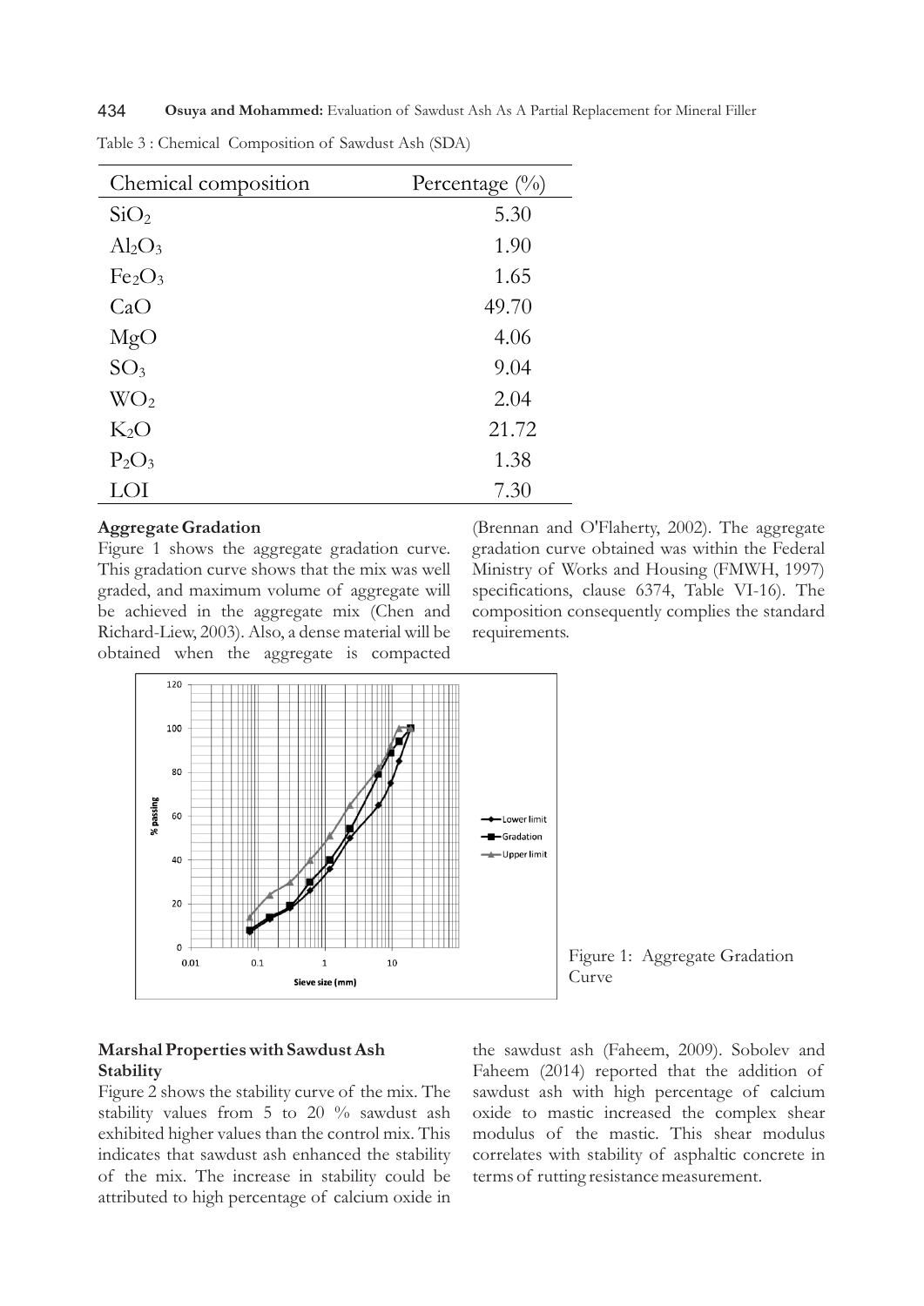Table 3 : Chemical Composition of Sawdust Ash (SDA)

| Chemical composition | Percentage (%) |
|---|---|
| $SiO_2$ | 5.30 |
| $Al_2O_3$ | 1.90 |
| $Fe_2O_3$ | 1.65 |
| CaO | 49.70 |
| MgO | 4.06 |
| $SO_3$ | 9.04 |
| $WO_2$ | 2.04 |
| $K_2O$ | 21.72 |
| $P_2O_3$ | 1.38 |
| LOI | 7.30 |

**Aggregate Gradation**

Figure 1 shows the aggregate gradation curve. This gradation curve shows that the mix was well graded, and maximum volume of aggregate will be achieved in the aggregate mix (Chen and Richard-Liew, 2003). Also, a dense material will be obtained when the aggregate is compacted (Brennan and O'Flaherty, 2002). The aggregate gradation curve obtained was within the Federal Ministry of Works and Housing (FMWH, 1997) specifications, clause 6374, Table VI-16). The composition consequently complies the standard requirements.

Figure 1: Aggregate Gradation Curve

**Marshal Properties with Sawdust Ash**

**Stability**

Figure 2 shows the stability curve of the mix. The stability values from 5 to 20 % sawdust ash exhibited higher values than the control mix. This indicates that sawdust ash enhanced the stability of the mix. The increase in stability could be attributed to high percentage of calcium oxide in the sawdust ash (Faheem, 2009). Sobolev and Faheem (2014) reported that the addition of sawdust ash with high percentage of calcium oxide to mastic increased the complex shear modulus of the mastic. This shear modulus correlates with stability of asphaltic concrete in terms of rutting resistance measurement.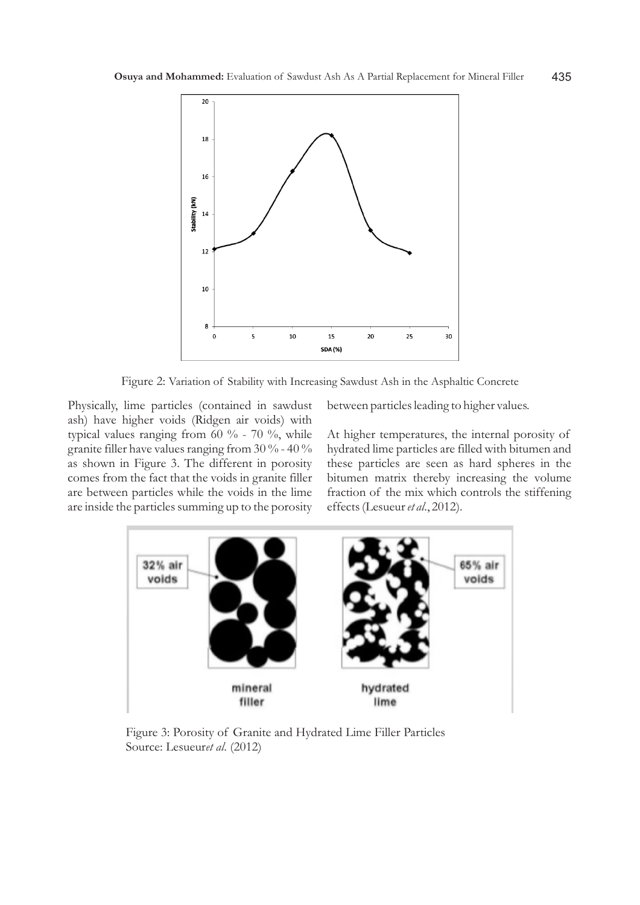Figure 2: Variation of Stability with Increasing Sawdust Ash in the Asphaltic Concrete

Physically, lime particles (contained in sawdust ash) have higher voids (Ridgen air voids) with typical values ranging from 60 % - 70 %, while granite filler have values ranging from 30 % - 40 % as shown in Figure 3. The different in porosity comes from the fact that the voids in granite filler are between particles while the voids in the lime are inside the particles summing up to the porosity between particles leading to higher values.

At higher temperatures, the internal porosity of hydrated lime particles are filled with bitumen and these particles are seen as hard spheres in the bitumen matrix thereby increasing the volume fraction of the mix which controls the stiffening effects (Lesueur *et al.*, 2012).

Figure 3: Porosity of Granite and Hydrated Lime Filler Particles
Source: Lesueur*et al.* (2012)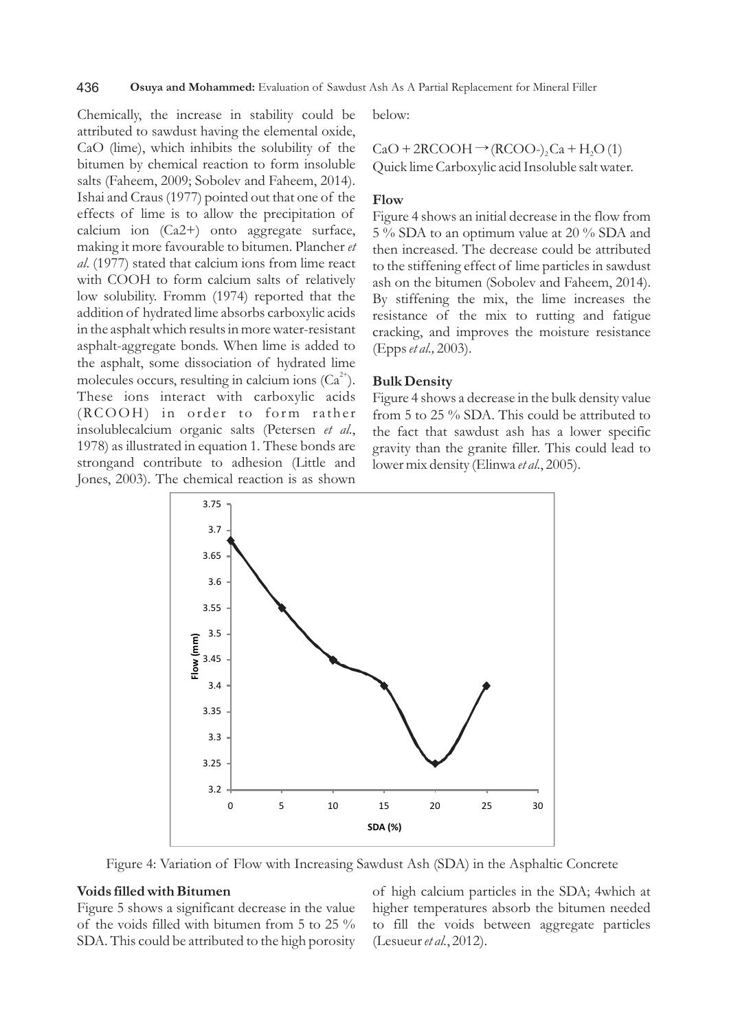Chemically, the increase in stability could be attributed to sawdust having the elemental oxide, CaO (lime), which inhibits the solubility of the bitumen by chemical reaction to form insoluble salts (Faheem, 2009; Sobolev and Faheem, 2014). Ishai and Craus (1977) pointed out that one of the effects of lime is to allow the precipitation of calcium ion (Ca2+) onto aggregate surface, making it more favourable to bitumen. Plancher *et al*. (1977) stated that calcium ions from lime react with COOH to form calcium salts of relatively low solubility. Fromm (1974) reported that the addition of hydrated lime absorbs carboxylic acids in the asphalt which results in more water-resistant asphalt-aggregate bonds. When lime is added to the asphalt, some dissociation of hydrated lime molecules occurs, resulting in calcium ions ($Ca^{2+}$). These ions interact with carboxylic acids (RCOOH) in order to form rather insolublecalcium organic salts (Petersen *et al*., 1978) as illustrated in equation 1. These bonds are strongand contribute to adhesion (Little and Jones, 2003). The chemical reaction is as shown below:

$$CaO + 2RCOOH \rightarrow (RCOO\text{-})_2Ca + H_2O \quad (1)$$

Quick lime Carboxylic acid Insoluble salt water.

**Flow**

Figure 4 shows an initial decrease in the flow from 5 % SDA to an optimum value at 20 % SDA and then increased. The decrease could be attributed to the stiffening effect of lime particles in sawdust ash on the bitumen (Sobolev and Faheem, 2014). By stiffening the mix, the lime increases the resistance of the mix to rutting and fatigue cracking, and improves the moisture resistance (Epps *et al.,* 2003).

**Bulk Density**

Figure 4 shows a decrease in the bulk density value from 5 to 25 % SDA. This could be attributed to the fact that sawdust ash has a lower specific gravity than the granite filler. This could lead to lower mix density (Elinwa *et al*., 2005).

Figure 4: Variation of Flow with Increasing Sawdust Ash (SDA) in the Asphaltic Concrete

**Voids filled with Bitumen**

Figure 5 shows a significant decrease in the value of the voids filled with bitumen from 5 to 25 % SDA. This could be attributed to the high porosity of high calcium particles in the SDA; 4which at higher temperatures absorb the bitumen needed to fill the voids between aggregate particles (Lesueur *et al*., 2012).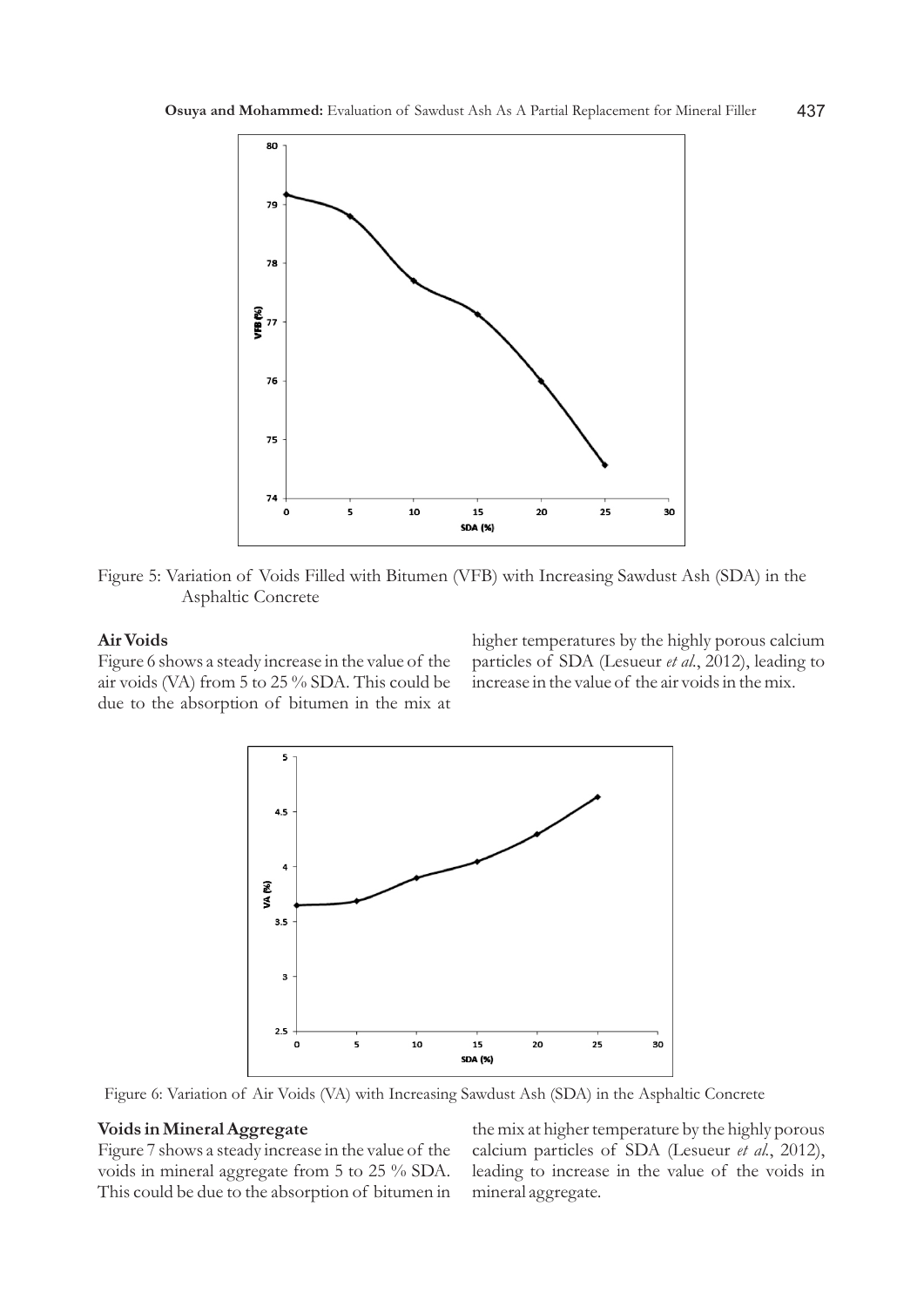Figure 5: Variation of Voids Filled with Bitumen (VFB) with Increasing Sawdust Ash (SDA) in the Asphaltic Concrete

### Air Voids

Figure 6 shows a steady increase in the value of the air voids (VA) from 5 to 25 % SDA. This could be due to the absorption of bitumen in the mix at higher temperatures by the highly porous calcium particles of SDA (Lesueur *et al*., 2012), leading to increase in the value of the air voids in the mix.

Figure 6: Variation of Air Voids (VA) with Increasing Sawdust Ash (SDA) in the Asphaltic Concrete

### Voids in Mineral Aggregate

Figure 7 shows a steady increase in the value of the voids in mineral aggregate from 5 to 25 % SDA. This could be due to the absorption of bitumen in the mix at higher temperature by the highly porous calcium particles of SDA (Lesueur *et al*., 2012), leading to increase in the value of the voids in mineral aggregate.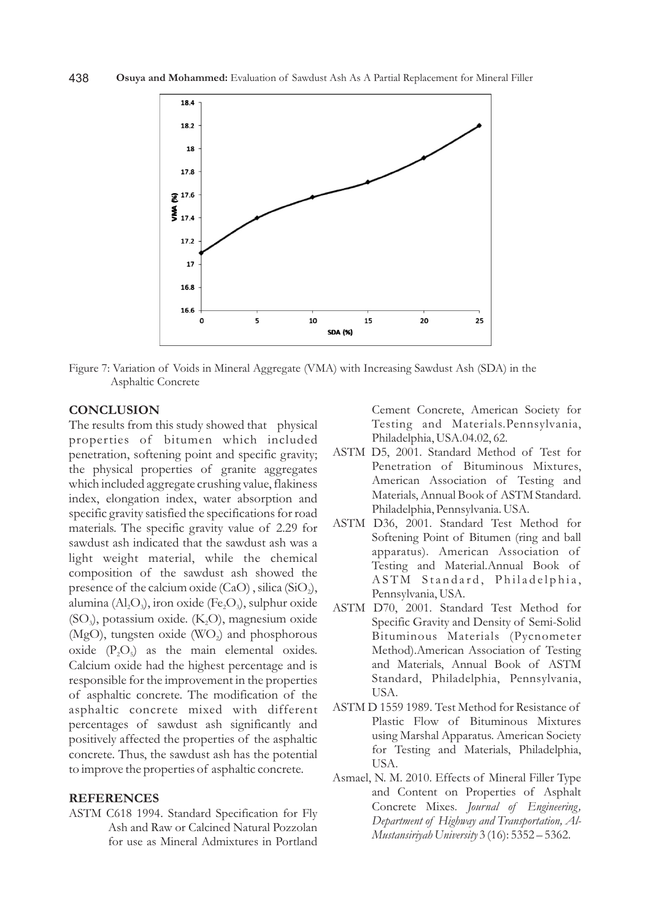Figure 7: Variation of Voids in Mineral Aggregate (VMA) with Increasing Sawdust Ash (SDA) in the Asphaltic Concrete

## CONCLUSION

The results from this study showed that physical properties of bitumen which included penetration, softening point and specific gravity; the physical properties of granite aggregates which included aggregate crushing value, flakiness index, elongation index, water absorption and specific gravity satisfied the specifications for road materials. The specific gravity value of 2.29 for sawdust ash indicated that the sawdust ash was a light weight material, while the chemical composition of the sawdust ash showed the presence of the calcium oxide (CaO) , silica ($SiO_2$), alumina ($Al_2O_3$), iron oxide ($Fe_2O_3$), sulphur oxide ($SO_3$), potassium oxide. ($K_2O$), magnesium oxide (MgO), tungsten oxide ($WO_2$) and phosphorous oxide ($P_2O_5$) as the main elemental oxides. Calcium oxide had the highest percentage and is responsible for the improvement in the properties of asphaltic concrete. The modification of the asphaltic concrete mixed with different percentages of sawdust ash significantly and positively affected the properties of the asphaltic concrete. Thus, the sawdust ash has the potential to improve the properties of asphaltic concrete.

## REFERENCES

ASTM C618 1994. Standard Specification for Fly Ash and Raw or Calcined Natural Pozzolan for use as Mineral Admixtures in Portland Cement Concrete, American Society for Testing and Materials.Pennsylvania, Philadelphia, USA.04.02, 62.

ASTM D5, 2001. Standard Method of Test for Penetration of Bituminous Mixtures, American Association of Testing and Materials, Annual Book of ASTM Standard. Philadelphia, Pennsylvania. USA.

ASTM D36, 2001. Standard Test Method for Softening Point of Bitumen (ring and ball apparatus). American Association of Testing and Material.Annual Book of ASTM Standard, Philadelphia, Pennsylvania, USA.

ASTM D70, 2001. Standard Test Method for Specific Gravity and Density of Semi-Solid Bituminous Materials (Pycnometer Method).American Association of Testing and Materials, Annual Book of ASTM Standard, Philadelphia, Pennsylvania, USA.

ASTM D 1559 1989. Test Method for Resistance of Plastic Flow of Bituminous Mixtures using Marshal Apparatus. American Society for Testing and Materials, Philadelphia, USA.

Asmael, N. M. 2010. Effects of Mineral Filler Type and Content on Properties of Asphalt Concrete Mixes. *Journal of Engineering, Department of Highway and Transportation, Al-Mustansiriyah University* 3 (16): 5352 – 5362.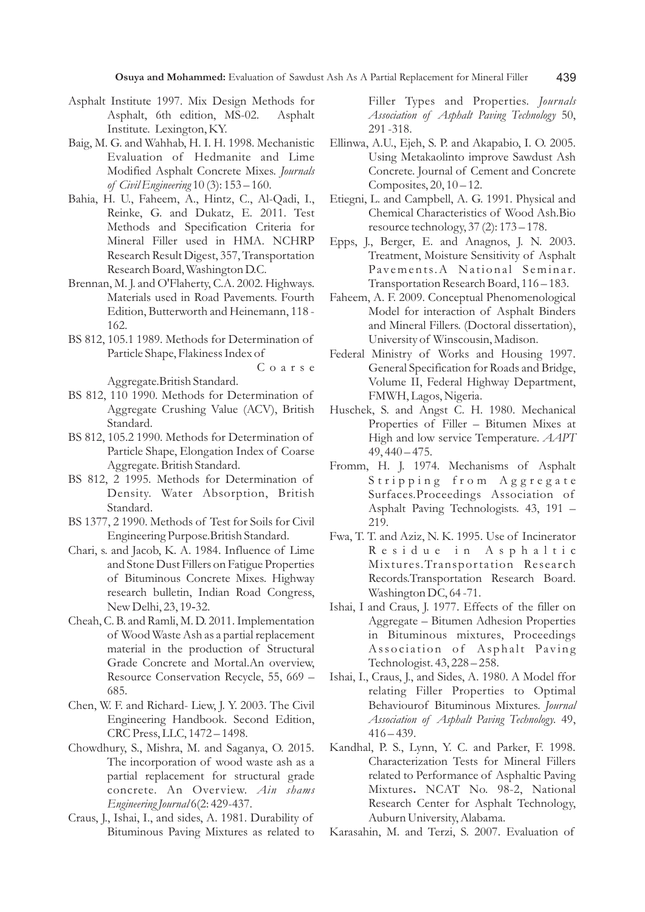Asphalt Institute 1997. Mix Design Methods for Asphalt, 6th edition, MS-02. Asphalt Institute. Lexington, KY.

Baig, M. G. and Wahhab, H. I. H. 1998. Mechanistic Evaluation of Hedmanite and Lime Modified Asphalt Concrete Mixes. *Journals of Civil Engineering* 10 (3): 153 – 160.

Bahia, H. U., Faheem, A., Hintz, C., Al-Qadi, I., Reinke, G. and Dukatz, E. 2011. Test Methods and Specification Criteria for Mineral Filler used in HMA. NCHRP Research Result Digest, 357, Transportation Research Board, Washington D.C.

Brennan, M. J. and O'Flaherty, C.A. 2002. Highways. Materials used in Road Pavements. Fourth Edition, Butterworth and Heinemann, 118 - 162.

BS 812, 105.1 1989. Methods for Determination of Particle Shape, Flakiness Index of Coarse Aggregate.British Standard.

BS 812, 110 1990. Methods for Determination of Aggregate Crushing Value (ACV), British Standard.

BS 812, 105.2 1990. Methods for Determination of Particle Shape, Elongation Index of Coarse Aggregate. British Standard.

BS 812, 2 1995. Methods for Determination of Density. Water Absorption, British Standard.

BS 1377, 2 1990. Methods of Test for Soils for Civil Engineering Purpose.British Standard.

Chari, s. and Jacob, K. A. 1984. Influence of Lime and Stone Dust Fillers on Fatigue Properties of Bituminous Concrete Mixes. Highway research bulletin, Indian Road Congress, New Delhi, 23, 19-32.

Cheah, C. B. and Ramli, M. D. 2011. Implementation of Wood Waste Ash as a partial replacement material in the production of Structural Grade Concrete and Mortal.An overview, Resource Conservation Recycle, 55, 669 – 685.

Chen, W. F. and Richard- Liew, J. Y. 2003. The Civil Engineering Handbook. Second Edition, CRC Press, LLC, 1472 – 1498.

Chowdhury, S., Mishra, M. and Saganya, O. 2015. The incorporation of wood waste ash as a partial replacement for structural grade concrete. An Overview. *Ain shams Engineering Journal* 6(2: 429-437.

Craus, J., Ishai, I., and sides, A. 1981. Durability of Bituminous Paving Mixtures as related to Filler Types and Properties. *Journals Association of Asphalt Paving Technology* 50, 291 -318.

Ellinwa, A.U., Ejeh, S. P. and Akapabio, I. O. 2005. Using Metakaolinto improve Sawdust Ash Concrete. Journal of Cement and Concrete Composites, 20, 10 – 12.

Etiegni, L. and Campbell, A. G. 1991. Physical and Chemical Characteristics of Wood Ash.Bio resource technology, 37 (2): 173 – 178.

Epps, J., Berger, E. and Anagnos, J. N. 2003. Treatment, Moisture Sensitivity of Asphalt Pavements.A National Seminar. Transportation Research Board, 116 – 183.

Faheem, A. F. 2009. Conceptual Phenomenological Model for interaction of Asphalt Binders and Mineral Fillers. (Doctoral dissertation), University of Winscousin, Madison.

Federal Ministry of Works and Housing 1997. General Specification for Roads and Bridge, Volume II, Federal Highway Department, FMWH, Lagos, Nigeria.

Huschek, S. and Angst C. H. 1980. Mechanical Properties of Filler – Bitumen Mixes at High and low service Temperature. *AAPT* 49, 440 – 475.

Fromm, H. J. 1974. Mechanisms of Asphalt Stripping from Aggregate Surfaces.Proceedings Association of Asphalt Paving Technologists. 43, 191 – 219.

Fwa, T. T. and Aziz, N. K. 1995. Use of Incinerator Residue in Asphaltic Mixtures.Transportation Research Records.Transportation Research Board. Washington DC, 64 -71.

Ishai, I and Craus, J. 1977. Effects of the filler on Aggregate – Bitumen Adhesion Properties in Bituminous mixtures, Proceedings Association of Asphalt Paving Technologist. 43, 228 – 258.

Ishai, I., Craus, J., and Sides, A. 1980. A Model ffor relating Filler Properties to Optimal Behaviourof Bituminous Mixtures. *Journal Association of Asphalt Paving Technology*. 49, 416 – 439.

Kandhal, P. S., Lynn, Y. C. and Parker, F. 1998. Characterization Tests for Mineral Fillers related to Performance of Asphaltic Paving Mixtures**.** NCAT No. 98-2, National Research Center for Asphalt Technology, Auburn University, Alabama.

Karasahin, M. and Terzi, S. 2007. Evaluation of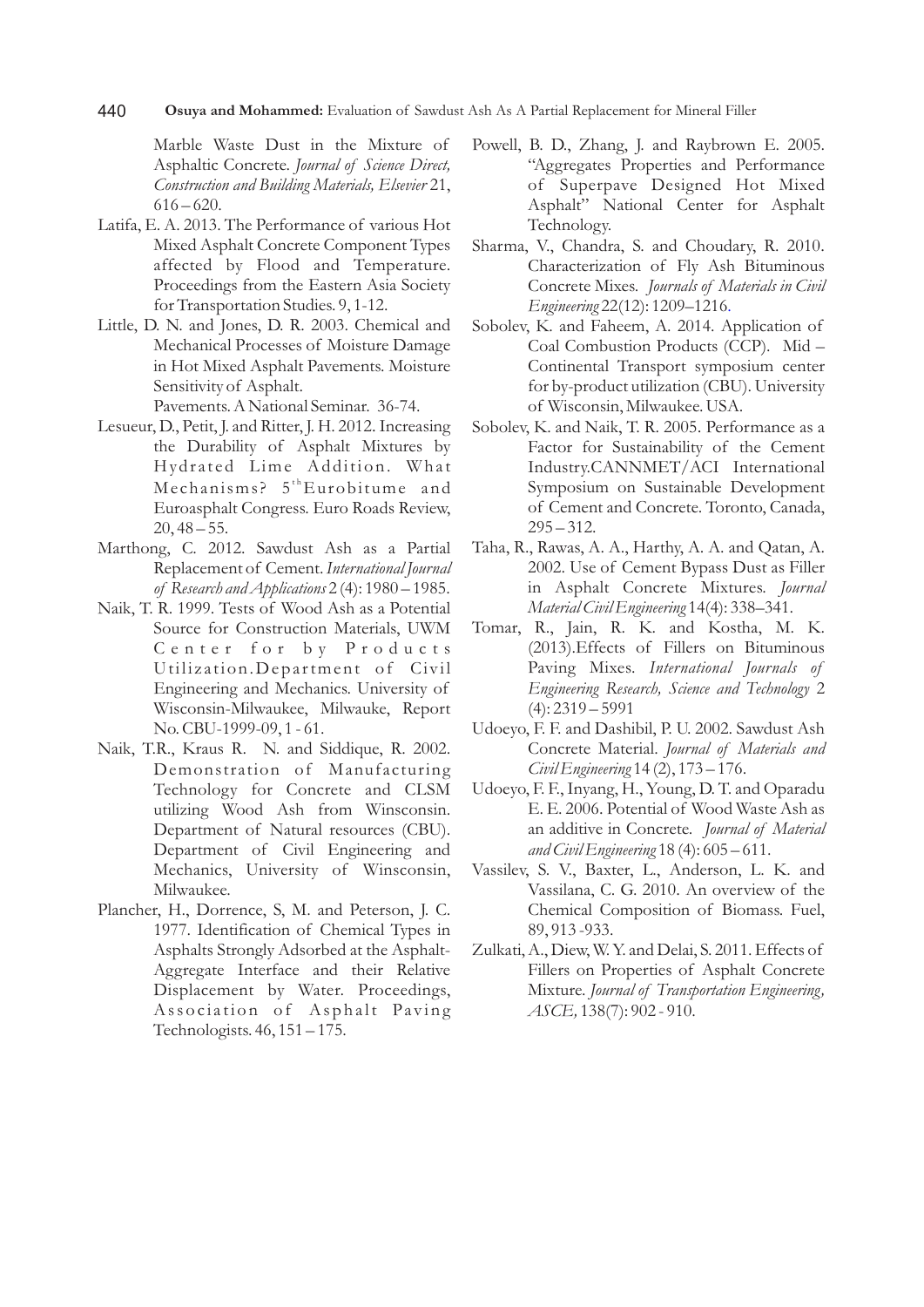Marble Waste Dust in the Mixture of Asphaltic Concrete. *Journal of Science Direct, Construction and Building Materials, Elsevier* 21, 616 – 620.

Latifa, E. A. 2013. The Performance of various Hot Mixed Asphalt Concrete Component Types affected by Flood and Temperature. Proceedings from the Eastern Asia Society for Transportation Studies. 9, 1-12.

Little, D. N. and Jones, D. R. 2003. Chemical and Mechanical Processes of Moisture Damage in Hot Mixed Asphalt Pavements. Moisture Sensitivity of Asphalt. Pavements. A National Seminar. 36-74.

Lesueur, D., Petit, J. and Ritter, J. H. 2012. Increasing the Durability of Asphalt Mixtures by Hydrated Lime Addition. What Mechanisms? 5th Eurobitume and Euroasphalt Congress. Euro Roads Review, 20, 48 – 55.

Marthong, C. 2012. Sawdust Ash as a Partial Replacement of Cement. *International Journal of Research and Applications* 2 (4): 1980 – 1985.

Naik, T. R. 1999. Tests of Wood Ash as a Potential Source for Construction Materials, UWM Center for by Products Utilization.Department of Civil Engineering and Mechanics. University of Wisconsin-Milwaukee, Milwauke, Report No. CBU-1999-09, 1 - 61.

Naik, T.R., Kraus R. N. and Siddique, R. 2002. Demonstration of Manufacturing Technology for Concrete and CLSM utilizing Wood Ash from Winsconsin. Department of Natural resources (CBU). Department of Civil Engineering and Mechanics, University of Winsconsin, Milwaukee.

Plancher, H., Dorrence, S, M. and Peterson, J. C. 1977. Identification of Chemical Types in Asphalts Strongly Adsorbed at the Asphalt-Aggregate Interface and their Relative Displacement by Water. Proceedings, Association of Asphalt Paving Technologists. 46, 151 – 175.

Powell, B. D., Zhang, J. and Raybrown E. 2005. "Aggregates Properties and Performance of Superpave Designed Hot Mixed Asphalt" National Center for Asphalt Technology.

Sharma, V., Chandra, S. and Choudary, R. 2010. Characterization of Fly Ash Bituminous Concrete Mixes. *Journals of Materials in Civil Engineering* 22(12): 1209–1216.

Sobolev, K. and Faheem, A. 2014. Application of Coal Combustion Products (CCP). Mid – Continental Transport symposium center for by-product utilization (CBU). University of Wisconsin, Milwaukee. USA.

Sobolev, K. and Naik, T. R. 2005. Performance as a Factor for Sustainability of the Cement Industry.CANNMET/ACI International Symposium on Sustainable Development of Cement and Concrete. Toronto, Canada, 295 – 312.

Taha, R., Rawas, A. A., Harthy, A. A. and Qatan, A. 2002. Use of Cement Bypass Dust as Filler in Asphalt Concrete Mixtures. *Journal Material Civil Engineering* 14(4): 338–341.

Tomar, R., Jain, R. K. and Kostha, M. K. (2013).Effects of Fillers on Bituminous Paving Mixes. *International Journals of Engineering Research, Science and Technology* 2 (4): 2319 – 5991

Udoeyo, F. F. and Dashibil, P. U. 2002. Sawdust Ash Concrete Material. *Journal of Materials and Civil Engineering* 14 (2), 173 – 176.

Udoeyo, F. F., Inyang, H., Young, D. T. and Oparadu E. E. 2006. Potential of Wood Waste Ash as an additive in Concrete. *Journal of Material and Civil Engineering* 18 (4): 605 – 611.

Vassilev, S. V., Baxter, L., Anderson, L. K. and Vassilana, C. G. 2010. An overview of the Chemical Composition of Biomass. Fuel, 89, 913 -933.

Zulkati, A., Diew, W. Y. and Delai, S. 2011. Effects of Fillers on Properties of Asphalt Concrete Mixture. *Journal of Transportation Engineering, ASCE,* 138(7): 902 - 910.